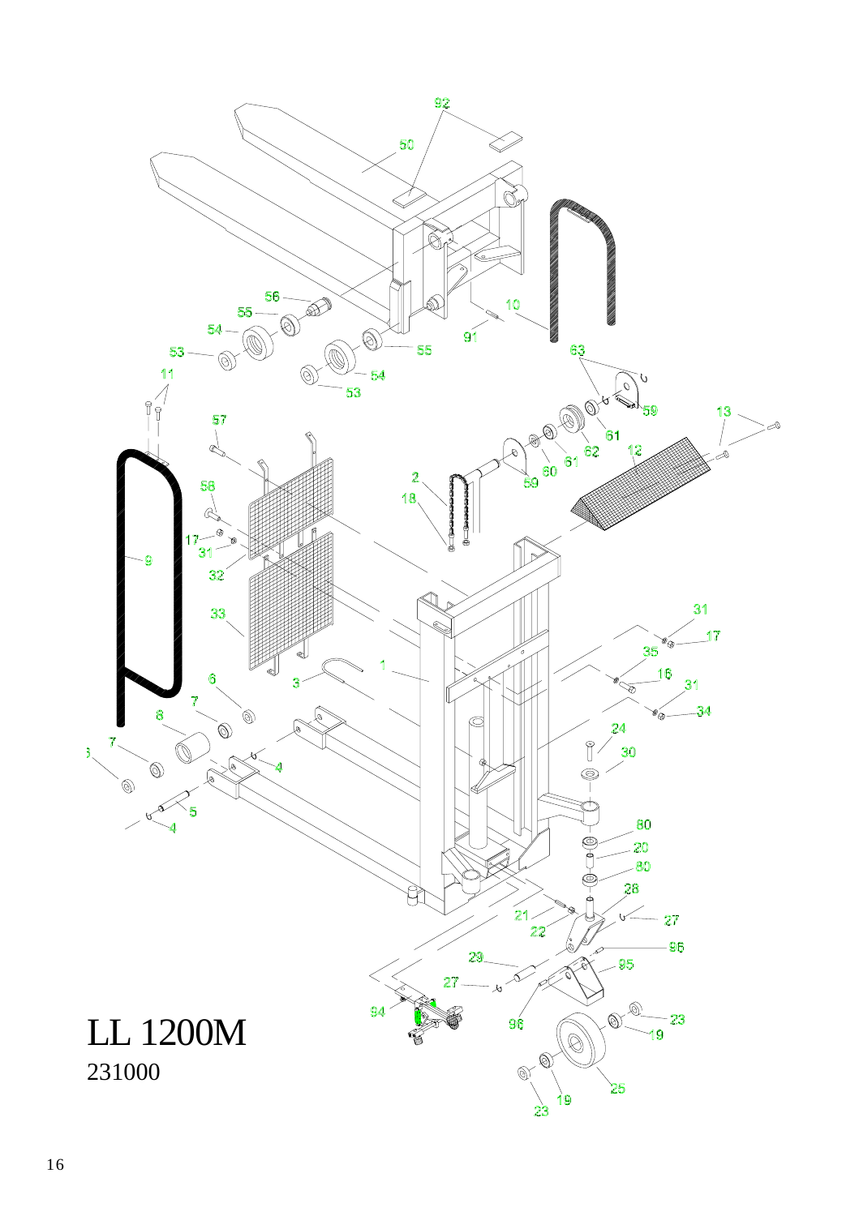# LL 1200M

231000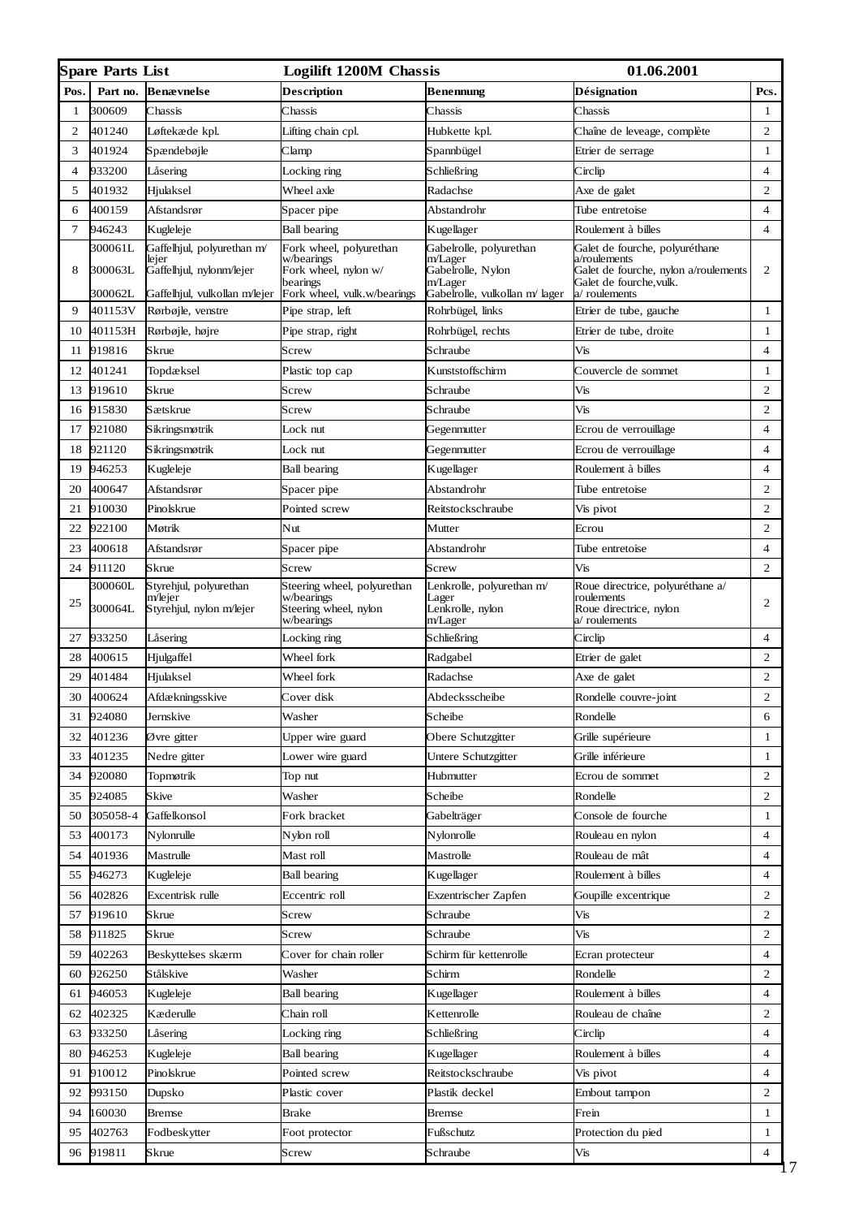| Spare Parts List | | | Logilift 1200M Chassis | | 01.06.2001 | |
|---|---|---|---|---|---|---|
| **Pos.** | **Part no.** | **Benævnelse** | **Description** | **Benennung** | **Désignation** | **Pcs.** |
| 1 | 300609 | Chassis | Chassis | Chassis | Chassis | 1 |
| 2 | 401240 | Løftekæde kpl. | Lifting chain cpl. | Hubkette kpl. | Chaîne de leveage, complète | 2 |
| 3 | 401924 | Spændebøjle | Clamp | Spannbügel | Etrier de serrage | 1 |
| 4 | 933200 | Låsering | Locking ring | Schließring | Circlip | 4 |
| 5 | 401932 | Hjulaksel | Wheel axle | Radachse | Axe de galet | 2 |
| 6 | 400159 | Afstandsrør | Spacer pipe | Abstandrohr | Tube entretoise | 4 |
| 7 | 946243 | Kugleleje | Ball bearing | Kugellager | Roulement à billes | 4 |
| 8 | 300061L<br>300063L<br>300062L | Gaffelhjul, polyurethan m/ lejer<br>Gaffelhjul, nylonm/lejer<br>Gaffelhjul, vulkollan m/lejer | Fork wheel, polyurethan w/bearings<br>Fork wheel, nylon w/ bearings<br>Fork wheel, vulk.w/bearings | Gabelrolle, polyurethan m/Lager<br>Gabelrolle, Nylon m/Lager<br>Gabelrolle, vulkollan m/ lager | Galet de fourche, polyuréthane a/roulements<br>Galet de fourche, nylon a/roulements<br>Galet de fourche,vulk. a/ roulements | 2 |
| 9 | 401153V | Rørbøjle, venstre | Pipe strap, left | Rohrbügel, links | Etrier de tube, gauche | 1 |
| 10 | 401153H | Rørbøjle, højre | Pipe strap, right | Rohrbügel, rechts | Etrier de tube, droite | 1 |
| 11 | 919816 | Skrue | Screw | Schraube | Vis | 4 |
| 12 | 401241 | Topdæksel | Plastic top cap | Kunststoffschirm | Couvercle de sommet | 1 |
| 13 | 919610 | Skrue | Screw | Schraube | Vis | 2 |
| 16 | 915830 | Sætskrue | Screw | Schraube | Vis | 2 |
| 17 | 921080 | Sikringsmøtrik | Lock nut | Gegenmutter | Ecrou de verrouillage | 4 |
| 18 | 921120 | Sikringsmøtrik | Lock nut | Gegenmutter | Ecrou de verrouillage | 4 |
| 19 | 946253 | Kugleleje | Ball bearing | Kugellager | Roulement à billes | 4 |
| 20 | 400647 | Afstandsrør | Spacer pipe | Abstandrohr | Tube entretoise | 2 |
| 21 | 910030 | Pinolskrue | Pointed screw | Reitstockschraube | Vis pivot | 2 |
| 22 | 922100 | Møtrik | Nut | Mutter | Ecrou | 2 |
| 23 | 400618 | Afstandsrør | Spacer pipe | Abstandrohr | Tube entretoise | 4 |
| 24 | 911120 | Skrue | Screw | Screw | Vis | 2 |
| 25 | 300060L<br>300064L | Styrehjul, polyurethan m/lejer<br>Styrehjul, nylon m/lejer | Steering wheel, polyurethan w/bearings<br>Steering wheel, nylon w/bearings | Lenkrolle, polyurethan m/ Lager<br>Lenkrolle, nylon m/Lager | Roue directrice, polyuréthane a/ roulements<br>Roue directrice, nylon a/ roulements | 2 |
| 27 | 933250 | Låsering | Locking ring | Schließring | Circlip | 4 |
| 28 | 400615 | Hjulgaffel | Wheel fork | Radgabel | Etrier de galet | 2 |
| 29 | 401484 | Hjulaksel | Wheel fork | Radachse | Axe de galet | 2 |
| 30 | 400624 | Afdækningsskive | Cover disk | Abdecksscheibe | Rondelle couvre-joint | 2 |
| 31 | 924080 | Jernskive | Washer | Scheibe | Rondelle | 6 |
| 32 | 401236 | Øvre gitter | Upper wire guard | Obere Schutzgitter | Grille supérieure | 1 |
| 33 | 401235 | Nedre gitter | Lower wire guard | Untere Schutzgitter | Grille inférieure | 1 |
| 34 | 920080 | Topmøtrik | Top nut | Hubmutter | Ecrou de sommet | 2 |
| 35 | 924085 | Skive | Washer | Scheibe | Rondelle | 2 |
| 50 | 305058-4 | Gaffelkonsol | Fork bracket | Gabelträger | Console de fourche | 1 |
| 53 | 400173 | Nylonrulle | Nylon roll | Nylonrolle | Rouleau en nylon | 4 |
| 54 | 401936 | Mastrulle | Mast roll | Mastrolle | Rouleau de mât | 4 |
| 55 | 946273 | Kugleleje | Ball bearing | Kugellager | Roulement à billes | 4 |
| 56 | 402826 | Excentrisk rulle | Eccentric roll | Exzentrischer Zapfen | Goupille excentrique | 2 |
| 57 | 919610 | Skrue | Screw | Schraube | Vis | 2 |
| 58 | 911825 | Skrue | Screw | Schraube | Vis | 2 |
| 59 | 402263 | Beskyttelses skærm | Cover for chain roller | Schirm für kettenrolle | Ecran protecteur | 4 |
| 60 | 926250 | Stålskive | Washer | Schirm | Rondelle | 2 |
| 61 | 946053 | Kugleleje | Ball bearing | Kugellager | Roulement à billes | 4 |
| 62 | 402325 | Kæderulle | Chain roll | Kettenrolle | Rouleau de chaîne | 2 |
| 63 | 933250 | Låsering | Locking ring | Schließring | Circlip | 4 |
| 80 | 946253 | Kugleleje | Ball bearing | Kugellager | Roulement à billes | 4 |
| 91 | 910012 | Pinolskrue | Pointed screw | Reitstockschraube | Vis pivot | 4 |
| 92 | 993150 | Dupsko | Plastic cover | Plastik deckel | Embout tampon | 2 |
| 94 | 160030 | Bremse | Brake | Bremse | Frein | 1 |
| 95 | 402763 | Fodbeskytter | Foot protector | Fußschutz | Protection du pied | 1 |
| 96 | 919811 | Skrue | Screw | Schraube | Vis | 4 |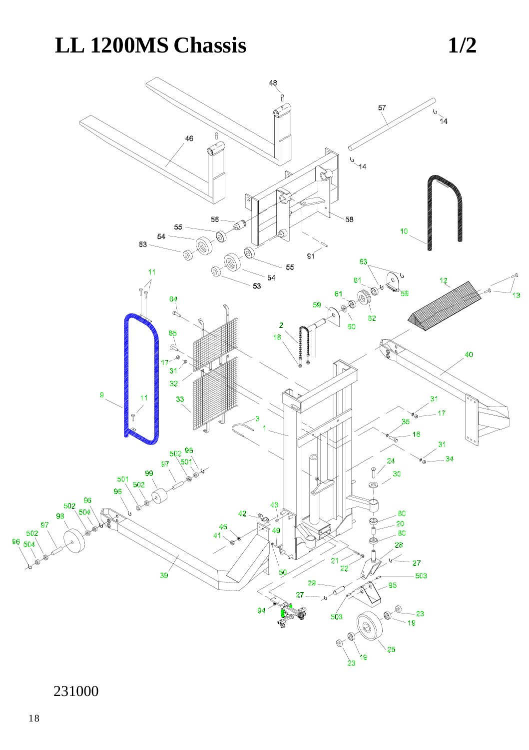# LL 1200MS Chassis 1/2

231000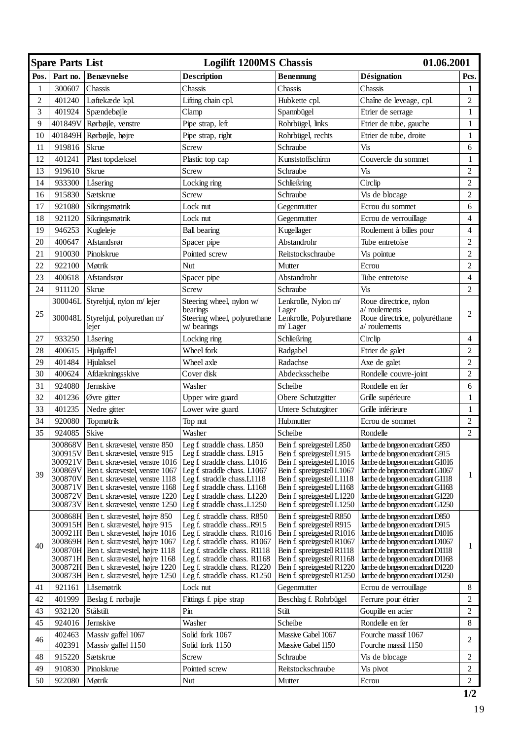| Spare Parts List | | | Logilift 1200MS Chassis | | | 01.06.2001 |
|---|---|---|---|---|---|---|
| **Pos.** | **Part no.** | **Benævnelse** | **Description** | **Benennung** | **Désignation** | **Pcs.** |
| 1 | 300607 | Chassis | Chassis | Chassis | Chassis | 1 |
| 2 | 401240 | Løftekæde kpl. | Lifting chain cpl. | Hubkette cpl. | Chaîne de leveage, cpl. | 2 |
| 3 | 401924 | Spændebøjle | Clamp | Spannbügel | Etrier de serrage | 1 |
| 9 | 401849V | Rørbøjle, venstre | Pipe strap, left | Rohrbügel, links | Etrier de tube, gauche | 1 |
| 10 | 401849H | Rørbøjle, højre | Pipe strap, right | Rohrbügel, rechts | Etrier de tube, droite | 1 |
| 11 | 919816 | Skrue | Screw | Schraube | Vis | 6 |
| 12 | 401241 | Plast topdæksel | Plastic top cap | Kunststoffschirm | Couvercle du sommet | 1 |
| 13 | 919610 | Skrue | Screw | Schraube | Vis | 2 |
| 14 | 933300 | Låsering | Locking ring | Schließring | Circlip | 2 |
| 16 | 915830 | Sætskrue | Screw | Schraube | Vis de blocage | 2 |
| 17 | 921080 | Sikringsmøtrik | Lock nut | Gegenmutter | Ecrou du sommet | 6 |
| 18 | 921120 | Sikringsmøtrik | Lock nut | Gegenmutter | Ecrou de verrouillage | 4 |
| 19 | 946253 | Kugleleje | Ball bearing | Kugellager | Roulement à billes pour | 4 |
| 20 | 400647 | Afstandsrør | Spacer pipe | Abstandrohr | Tube entretoise | 2 |
| 21 | 910030 | Pinolskrue | Pointed screw | Reitstockschraube | Vis pointue | 2 |
| 22 | 922100 | Møtrik | Nut | Mutter | Ecrou | 2 |
| 23 | 400618 | Afstandsrør | Spacer pipe | Abstandrohr | Tube entretoise | 4 |
| 24 | 911120 | Skrue | Screw | Schraube | Vis | 2 |
| 25 | 300046L<br>300048L | Styrehjul, nylon m/ lejer<br>Styrehjul, polyurethan m/ lejer | Steering wheel, nylon w/ bearings<br>Steering wheel, polyurethane w/ bearings | Lenkrolle, Nylon m/ Lager<br>Lenkrolle, Polyurethane m/ Lager | Roue directrice, nylon a/ roulements<br>Roue directrice, polyuréthane a/ roulements | 2 |
| 27 | 933250 | Låsering | Locking ring | Schließring | Circlip | 4 |
| 28 | 400615 | Hjulgaffel | Wheel fork | Radgabel | Etrier de galet | 2 |
| 29 | 401484 | Hjulaksel | Wheel axle | Radachse | Axe de galet | 2 |
| 30 | 400624 | Afdækningsskive | Cover disk | Abdecksscheibe | Rondelle couvre-joint | 2 |
| 31 | 924080 | Jernskive | Washer | Scheibe | Rondelle en fer | 6 |
| 32 | 401236 | Øvre gitter | Upper wire guard | Obere Schutzgitter | Grille supérieure | 1 |
| 33 | 401235 | Nedre gitter | Lower wire guard | Untere Schutzgitter | Grille inférieure | 1 |
| 34 | 920080 | Topmøtrik | Top nut | Hubmutter | Ecrou de sommet | 2 |
| 35 | 924085 | Skive | Washer | Scheibe | Rondelle | 2 |
| 39 | 300868V<br>300915V<br>300921V<br>300869V<br>300870V<br>300871V<br>300872V<br>300873V | Ben t. skrævestel, venstre 850<br>Ben t. skrævestel, venstre 915<br>Ben t. skrævestel, venstre 1016<br>Ben t. skrævestel, venstre 1067<br>Ben t. skrævestel, venstre 1118<br>Ben t. skrævestel, venstre 1168<br>Ben t. skrævestel, venstre 1220<br>Ben t. skrævestel, venstre 1250 | Leg f. straddle chass. L850<br>Leg f. straddle chass. L915<br>Leg f. straddle chass. L1016<br>Leg f. straddle chass. L1067<br>Leg f. straddle chass.L1118<br>Leg f. straddle chass. L1168<br>Leg f. straddle chass. L1220<br>Leg f. straddle chass..L1250 | Bein f. spreizgestell L850<br>Bein f. spreizgestell L915<br>Bein f. spreizgestell L1016<br>Bein f. spreizgestell L1067<br>Bein f. spreizgestell L1118<br>Bein f. spreizgestell L1168<br>Bein f. spreizgestell L1220<br>Bein f. spreizgestell L1250 | Jambe de longeron encadrant G850<br>Jambe de longeron encadrant G915<br>Jambe de longeron encadrant G1016<br>Jambe de longeron encadrant G1067<br>Jambe de longeron encadrant G1118<br>Jambe de longeron encadrant G1168<br>Jambe de longeron encadrant G1220<br>Jambe de longeron encadrant G1250 | 1 |
| 40 | 300868H<br>300915H<br>300921H<br>300869H<br>300870H<br>300871H<br>300872H<br>300873H | Ben t. skrævestel, højre 850<br>Ben t. skrævestel, højre 915<br>Ben t. skrævestel, højre 1016<br>Ben t. skrævestel, højre 1067<br>Ben t. skrævestel, højre 1118<br>Ben t. skrævestel, højre 1168<br>Ben t. skrævestel, højre 1220<br>Ben t. skrævestel, højre 1250 | Leg f. straddle chass. R850<br>Leg f. straddle chass..R915<br>Leg f. straddle chass. R1016<br>Leg f. straddle chass. R1067<br>Leg f. straddle chass. R1118<br>Leg f. straddle chass. R1168<br>Leg f. straddle chass. R1220<br>Leg f. straddle chass. R1250 | Bein f. spreizgestell R850<br>Bein f. spreizgestell R915<br>Bein f. spreizgestell R1016<br>Bein f. spreizgestell R1067<br>Bein f. spreizgestell R1118<br>Bein f. spreizgestell R1168<br>Bein f. spreizgestell R1220<br>Bein f. spreizgestell R1250 | Jambe de longeron encadrant D850<br>Jambe de longeron encadrant D915<br>Jambe de longeron encadrant D1016<br>Jambe de longeron encadrant D1067<br>Jambe de longeron encadrant D1118<br>Jambe de longeron encadrant D1168<br>Jambe de longeron encadrant D1220<br>Jambe de longeron encadrant D1250 | 1 |
| 41 | 921161 | Låsemøtrik | Lock nut | Gegenmutter | Ecrou de verrouillage | 8 |
| 42 | 401999 | Beslag f. rørbøjle | Fittings f. pipe strap | Beschlag f. Rohrbügel | Ferrure pour étrier | 2 |
| 43 | 932120 | Stålstift | Pin | Stift | Goupille en acier | 2 |
| 45 | 924016 | Jernskive | Washer | Scheibe | Rondelle en fer | 8 |
| 46 | 402463<br>402391 | Massiv gaffel 1067<br>Massiv gaffel 1150 | Solid fork 1067<br>Solid fork 1150 | Massive Gabel 1067<br>Massive Gabel 1150 | Fourche massif 1067<br>Fourche massif 1150 | 2 |
| 48 | 915220 | Sætskrue | Screw | Schraube | Vis de blocage | 2 |
| 49 | 910830 | Pinolskrue | Pointed screw | Reitstockschraube | Vis pivot | 2 |
| 50 | 922080 | Møtrik | Nut | Mutter | Ecrou | 2 |

**1/2**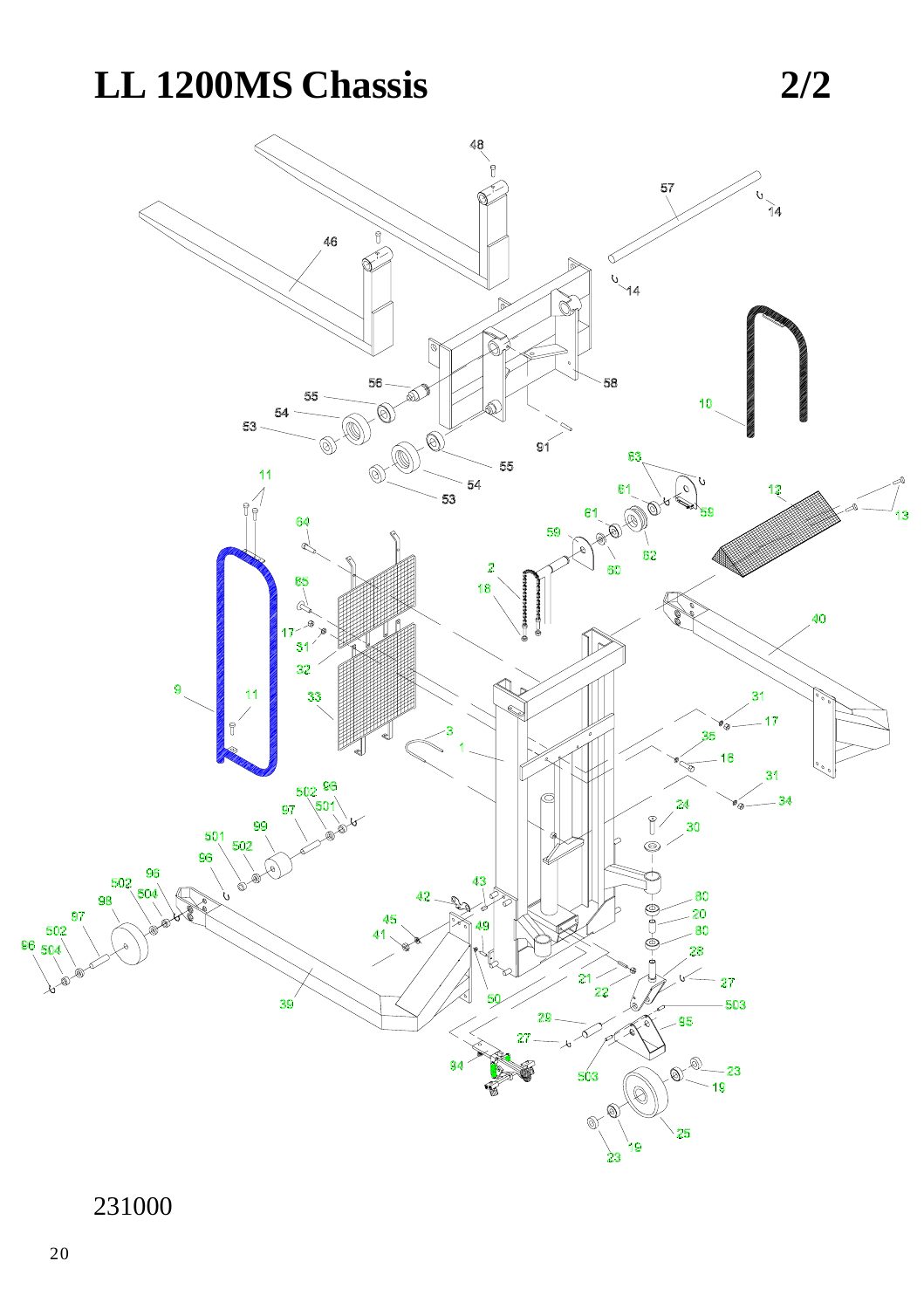# LL 1200MS Chassis

2/2

231000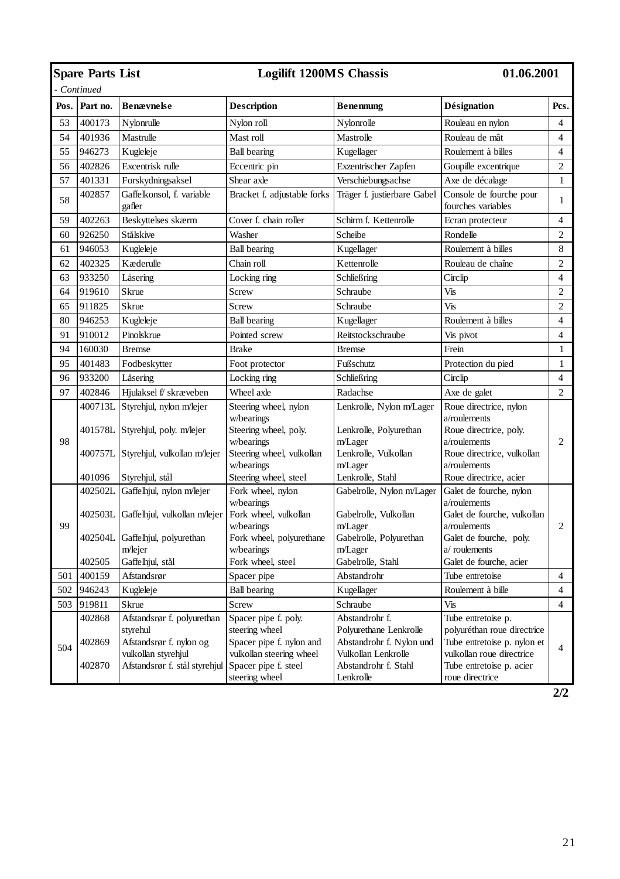**Spare Parts List** **Logilift 1200MS Chassis** **01.06.2001**

*- Continued*

| Pos. | Part no. | Benævnelse | Description | Benennung | Désignation | Pcs. |
|---|---|---|---|---|---|---|
| 53 | 400173 | Nylonrulle | Nylon roll | Nylonrolle | Rouleau en nylon | 4 |
| 54 | 401936 | Mastrulle | Mast roll | Mastrolle | Rouleau de mât | 4 |
| 55 | 946273 | Kugleleje | Ball bearing | Kugellager | Roulement à billes | 4 |
| 56 | 402826 | Excentrisk rulle | Eccentric pin | Exzentrischer Zapfen | Goupille excentrique | 2 |
| 57 | 401331 | Forskydningsaksel | Shear axle | Verschiebungsachse | Axe de décalage | 1 |
| 58 | 402857 | Gaffelkonsol, f. variable gafler | Bracket f. adjustable forks | Träger f. justierbare Gabel | Console de fourche pour fourches variables | 1 |
| 59 | 402263 | Beskyttelses skærm | Cover f. chain roller | Schirm f. Kettenrolle | Ecran protecteur | 4 |
| 60 | 926250 | Stålskive | Washer | Scheibe | Rondelle | 2 |
| 61 | 946053 | Kugleleje | Ball bearing | Kugellager | Roulement à billes | 8 |
| 62 | 402325 | Kæderulle | Chain roll | Kettenrolle | Rouleau de chaîne | 2 |
| 63 | 933250 | Låsering | Locking ring | Schließring | Circlip | 4 |
| 64 | 919610 | Skrue | Screw | Schraube | Vis | 2 |
| 65 | 911825 | Skrue | Screw | Schraube | Vis | 2 |
| 80 | 946253 | Kugleleje | Ball bearing | Kugellager | Roulement à billes | 4 |
| 91 | 910012 | Pinolskrue | Pointed screw | Reitstockschraube | Vis pivot | 4 |
| 94 | 160030 | Bremse | Brake | Bremse | Frein | 1 |
| 95 | 401483 | Fodbeskytter | Foot protector | Fußschutz | Protection du pied | 1 |
| 96 | 933200 | Låsering | Locking ring | Schließring | Circlip | 4 |
| 97 | 402846 | Hjulaksel f/ skræveben | Wheel axle | Radachse | Axe de galet | 2 |
| 98 | 400713L<br>401578L<br>400757L<br>401096 | Styrehjul, nylon m/lejer<br>Styrehjul, poly. m/lejer<br>Styrehjul, vulkollan m/lejer<br>Styrehjul, stål | Steering wheel, nylon w/bearings<br>Steering wheel, poly. w/bearings<br>Steering wheel, vulkollan w/bearings<br>Steering wheel, steel | Lenkrolle, Nylon m/Lager<br>Lenkrolle, Polyurethan m/Lager<br>Lenkrolle, Vulkollan m/Lager<br>Lenkrolle, Stahl | Roue directrice, nylon a/roulements<br>Roue directrice, poly. a/roulements<br>Roue directrice, vulkollan a/roulements<br>Roue directrice, acier | 2 |
| 99 | 402502L<br>402503L<br>402504L<br>402505 | Gaffelhjul, nylon m/lejer<br>Gaffelhjul, vulkollan m/lejer<br>Gaffelhjul, polyurethan m/lejer<br>Gaffelhjul, stål | Fork wheel, nylon w/bearings<br>Fork wheel, vulkollan w/bearings<br>Fork wheel, polyurethane w/bearings<br>Fork wheel, steel | Gabelrolle, Nylon m/Lager<br>Gabelrolle, Vulkollan m/Lager<br>Gabelrolle, Polyurethan m/Lager<br>Gabelrolle, Stahl | Galet de fourche, nylon a/roulements<br>Galet de fourche, vulkollan a/roulements<br>Galet de fourche, poly. a/ roulements<br>Galet de fourche, acier | 2 |
| 501 | 400159 | Afstandsrør | Spacer pipe | Abstandrohr | Tube entretoise | 4 |
| 502 | 946243 | Kugleleje | Ball bearing | Kugellager | Roulement à bille | 4 |
| 503 | 919811 | Skrue | Screw | Schraube | Vis | 4 |
| 504 | 402868<br>402869<br>402870 | Afstandsrør f. polyurethan styrehul<br>Afstandsrør f. nylon og vulkollan styrehjul<br>Afstandsrør f. stål styrehjul | Spacer pipe f. poly. steering wheel<br>Spacer pipe f. nylon and vulkollan steering wheel<br>Spacer pipe f. steel steering wheel | Abstandrohr f. Polyurethane Lenkrolle<br>Abstandrohr f. Nylon und Vulkollan Lenkrolle<br>Abstandrohr f. Stahl Lenkrolle | Tube entretoise p. polyuréthan roue directrice<br>Tube entretoise p. nylon et vulkollan roue directrice<br>Tube entretoise p. acier roue directrice | 4 |

**2/2**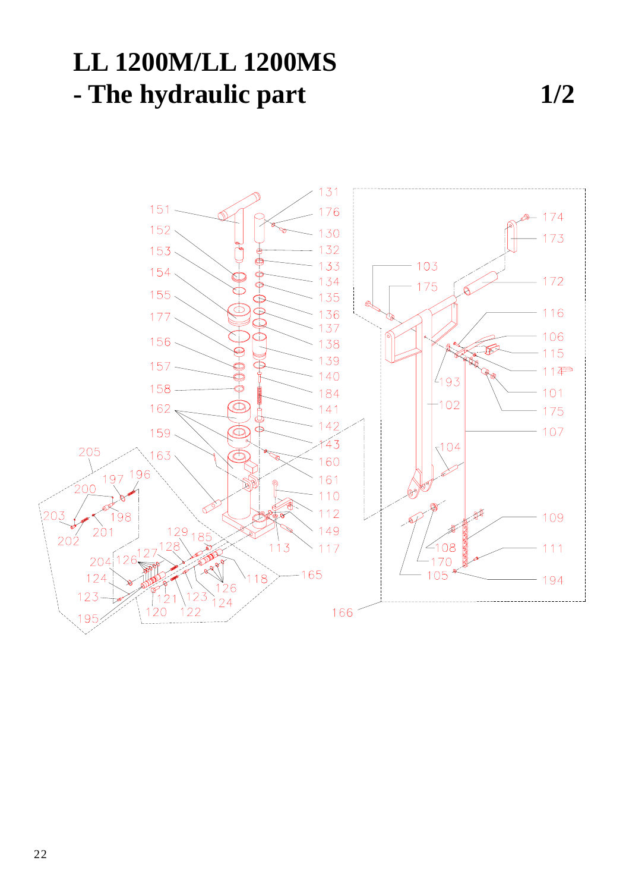# LL 1200M/LL 1200MS
# - The hydraulic part 1/2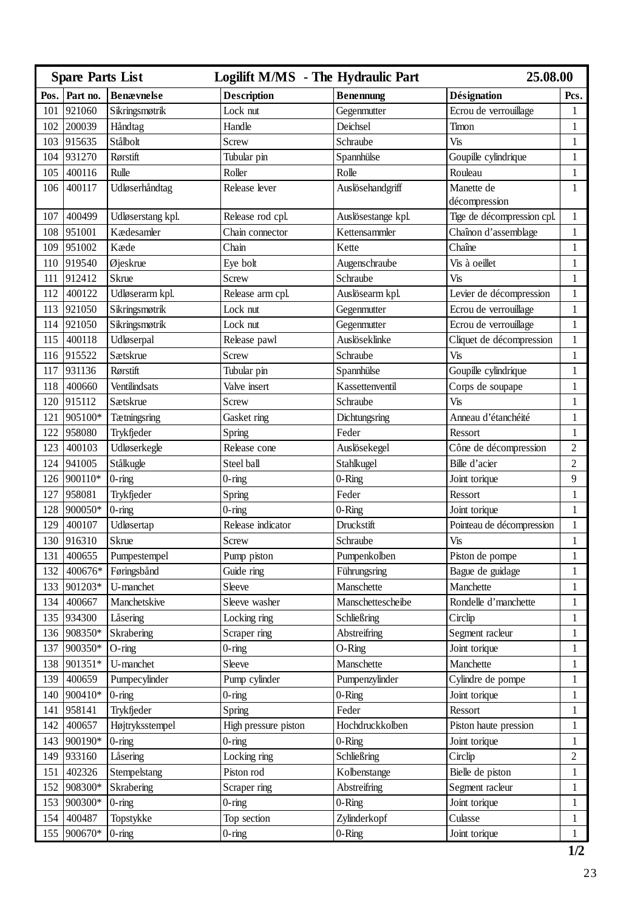| Spare Parts List | | Logilift M/MS - The Hydraulic Part | | | 25.08.00 | |
|---|---|---|---|---|---|---|
| **Pos.** | **Part no.** | **Benævnelse** | **Description** | **Benennung** | **Désignation** | **Pcs.** |
| 101 | 921060 | Sikringsmøtrik | Lock nut | Gegenmutter | Ecrou de verrouillage | 1 |
| 102 | 200039 | Håndtag | Handle | Deichsel | Timon | 1 |
| 103 | 915635 | Stålbolt | Screw | Schraube | Vis | 1 |
| 104 | 931270 | Rørstift | Tubular pin | Spannhülse | Goupille cylindrique | 1 |
| 105 | 400116 | Rulle | Roller | Rolle | Rouleau | 1 |
| 106 | 400117 | Udløserhåndtag | Release lever | Auslösehandgriff | Manette de décompression | 1 |
| 107 | 400499 | Udløserstang kpl. | Release rod cpl. | Auslösestange kpl. | Tige de décompression cpl. | 1 |
| 108 | 951001 | Kædesamler | Chain connector | Kettensammler | Chaînon d'assemblage | 1 |
| 109 | 951002 | Kæde | Chain | Kette | Chaîne | 1 |
| 110 | 919540 | Øjeskrue | Eye bolt | Augenschraube | Vis à oeillet | 1 |
| 111 | 912412 | Skrue | Screw | Schraube | Vis | 1 |
| 112 | 400122 | Udløserarm kpl. | Release arm cpl. | Auslösearm kpl. | Levier de décompression | 1 |
| 113 | 921050 | Sikringsmøtrik | Lock nut | Gegenmutter | Ecrou de verrouillage | 1 |
| 114 | 921050 | Sikringsmøtrik | Lock nut | Gegenmutter | Ecrou de verrouillage | 1 |
| 115 | 400118 | Udløserpal | Release pawl | Auslöseklinke | Cliquet de décompression | 1 |
| 116 | 915522 | Sætskrue | Screw | Schraube | Vis | 1 |
| 117 | 931136 | Rørstift | Tubular pin | Spannhülse | Goupille cylindrique | 1 |
| 118 | 400660 | Ventilindsats | Valve insert | Kassettenventil | Corps de soupape | 1 |
| 120 | 915112 | Sætskrue | Screw | Schraube | Vis | 1 |
| 121 | 905100* | Tætningsring | Gasket ring | Dichtungsring | Anneau d'étanchéité | 1 |
| 122 | 958080 | Trykfjeder | Spring | Feder | Ressort | 1 |
| 123 | 400103 | Udløserkegle | Release cone | Auslösekegel | Cône de décompression | 2 |
| 124 | 941005 | Stålkugle | Steel ball | Stahlkugel | Bille d'acier | 2 |
| 126 | 900110* | 0-ring | 0-ring | 0-Ring | Joint torique | 9 |
| 127 | 958081 | Trykfjeder | Spring | Feder | Ressort | 1 |
| 128 | 900050* | 0-ring | 0-ring | 0-Ring | Joint torique | 1 |
| 129 | 400107 | Udløsertap | Release indicator | Druckstift | Pointeau de décompression | 1 |
| 130 | 916310 | Skrue | Screw | Schraube | Vis | 1 |
| 131 | 400655 | Pumpestempel | Pump piston | Pumpenkolben | Piston de pompe | 1 |
| 132 | 400676* | Føringsbånd | Guide ring | Führungsring | Bague de guidage | 1 |
| 133 | 901203* | U-manchet | Sleeve | Manschette | Manchette | 1 |
| 134 | 400667 | Manchetskive | Sleeve washer | Manschettescheibe | Rondelle d'manchette | 1 |
| 135 | 934300 | Låsering | Locking ring | Schließring | Circlip | 1 |
| 136 | 908350* | Skrabering | Scraper ring | Abstreifring | Segment racleur | 1 |
| 137 | 900350* | O-ring | 0-ring | O-Ring | Joint torique | 1 |
| 138 | 901351* | U-manchet | Sleeve | Manschette | Manchette | 1 |
| 139 | 400659 | Pumpecylinder | Pump cylinder | Pumpenzylinder | Cylindre de pompe | 1 |
| 140 | 900410* | 0-ring | 0-ring | 0-Ring | Joint torique | 1 |
| 141 | 958141 | Trykfjeder | Spring | Feder | Ressort | 1 |
| 142 | 400657 | Højtryksstempel | High pressure piston | Hochdruckkolben | Piston haute pression | 1 |
| 143 | 900190* | 0-ring | 0-ring | 0-Ring | Joint torique | 1 |
| 149 | 933160 | Låsering | Locking ring | Schließring | Circlip | 2 |
| 151 | 402326 | Stempelstang | Piston rod | Kolbenstange | Bielle de piston | 1 |
| 152 | 908300* | Skrabering | Scraper ring | Abstreifring | Segment racleur | 1 |
| 153 | 900300* | 0-ring | 0-ring | 0-Ring | Joint torique | 1 |
| 154 | 400487 | Topstykke | Top section | Zylinderkopf | Culasse | 1 |
| 155 | 900670* | 0-ring | 0-ring | 0-Ring | Joint torique | 1 |

1/2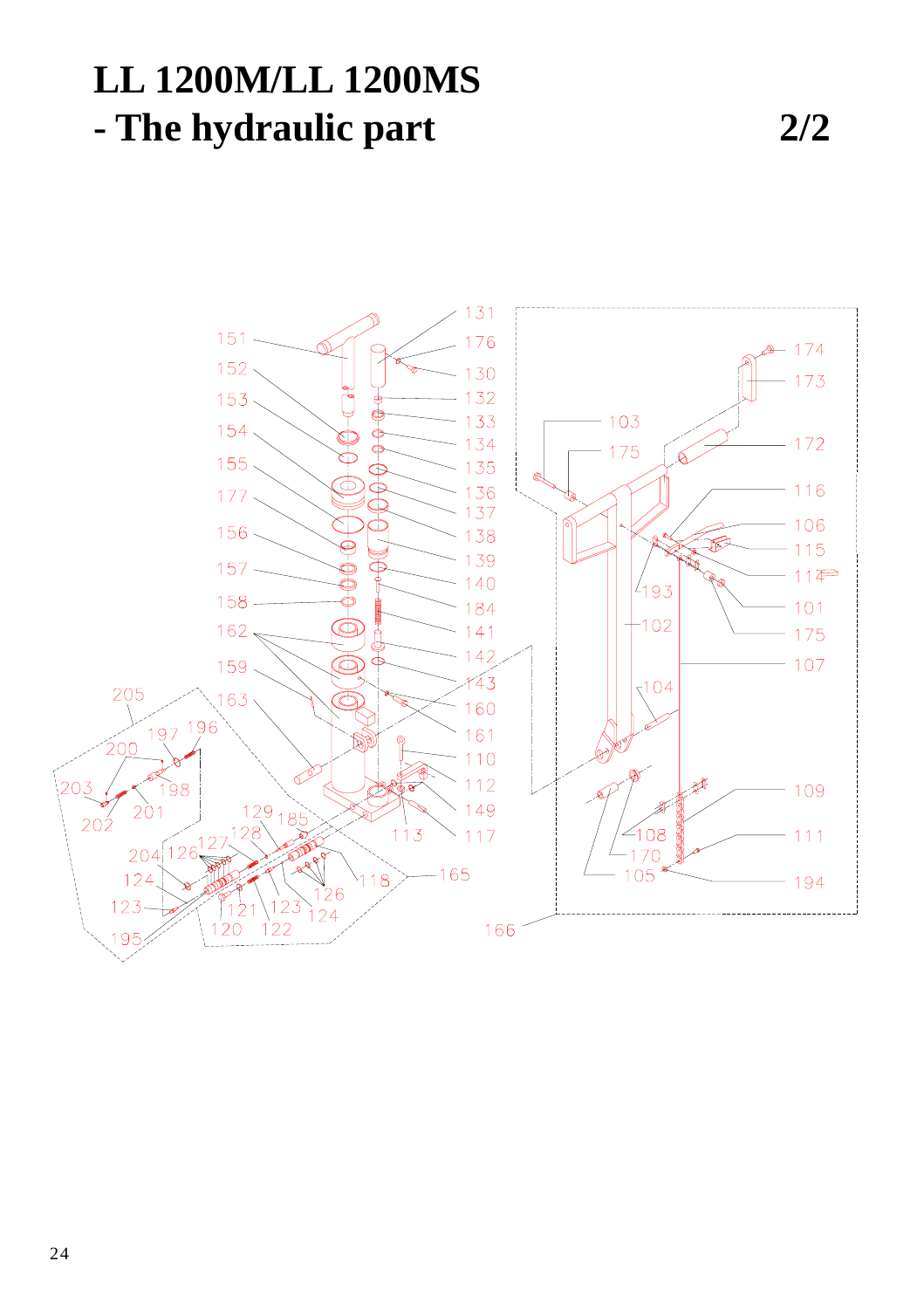# LL 1200M/LL 1200MS
# - The hydraulic part 2/2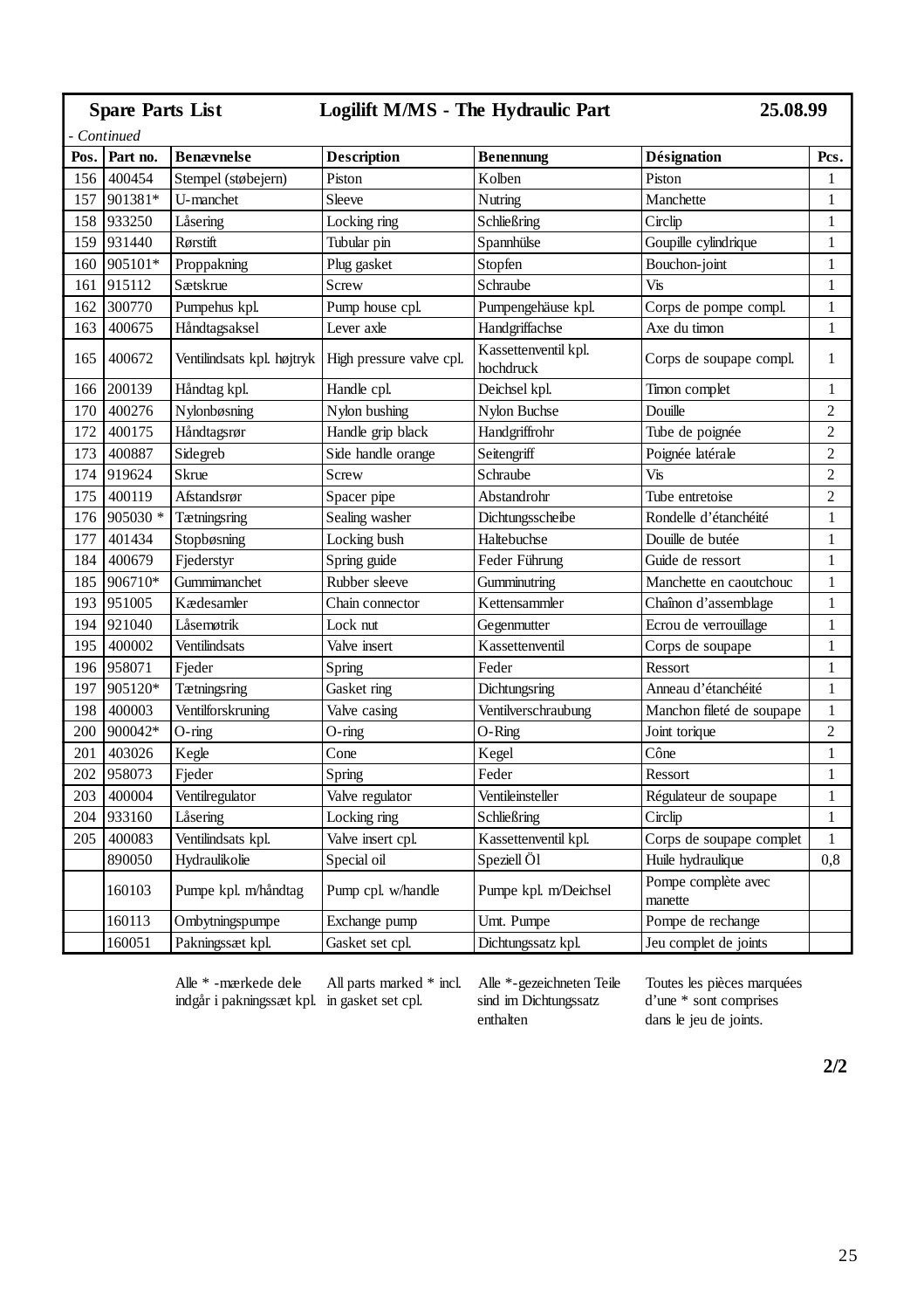**Spare Parts List** **Logilift M/MS - The Hydraulic Part** **25.08.99**

*- Continued*

| Pos. | Part no. | Benævnelse | Description | Benennung | Désignation | Pcs. |
|---|---|---|---|---|---|---|
| 156 | 400454 | Stempel (støbejern) | Piston | Kolben | Piston | 1 |
| 157 | 901381* | U-manchet | Sleeve | Nutring | Manchette | 1 |
| 158 | 933250 | Låsering | Locking ring | Schließring | Circlip | 1 |
| 159 | 931440 | Rørstift | Tubular pin | Spannhülse | Goupille cylindrique | 1 |
| 160 | 905101* | Proppakning | Plug gasket | Stopfen | Bouchon-joint | 1 |
| 161 | 915112 | Sætskrue | Screw | Schraube | Vis | 1 |
| 162 | 300770 | Pumpehus kpl. | Pump house cpl. | Pumpengehäuse kpl. | Corps de pompe compl. | 1 |
| 163 | 400675 | Håndtagsaksel | Lever axle | Handgriffachse | Axe du timon | 1 |
| 165 | 400672 | Ventilindsats kpl. højtryk | High pressure valve cpl. | Kassettenventil kpl. hochdruck | Corps de soupape compl. | 1 |
| 166 | 200139 | Håndtag kpl. | Handle cpl. | Deichsel kpl. | Timon complet | 1 |
| 170 | 400276 | Nylonbøsning | Nylon bushing | Nylon Buchse | Douille | 2 |
| 172 | 400175 | Håndtagsrør | Handle grip black | Handgriffrohr | Tube de poignée | 2 |
| 173 | 400887 | Sidegreb | Side handle orange | Seitengriff | Poignée latérale | 2 |
| 174 | 919624 | Skrue | Screw | Schraube | Vis | 2 |
| 175 | 400119 | Afstandsrør | Spacer pipe | Abstandrohr | Tube entretoise | 2 |
| 176 | 905030 * | Tætningsring | Sealing washer | Dichtungsscheibe | Rondelle d'étanchéité | 1 |
| 177 | 401434 | Stopbøsning | Locking bush | Haltebuchse | Douille de butée | 1 |
| 184 | 400679 | Fjederstyr | Spring guide | Feder Führung | Guide de ressort | 1 |
| 185 | 906710* | Gummimanchet | Rubber sleeve | Gumminutring | Manchette en caoutchouc | 1 |
| 193 | 951005 | Kædesamler | Chain connector | Kettensammler | Chaînon d'assemblage | 1 |
| 194 | 921040 | Låsemøtrik | Lock nut | Gegenmutter | Ecrou de verrouillage | 1 |
| 195 | 400002 | Ventilindsats | Valve insert | Kassettenventil | Corps de soupape | 1 |
| 196 | 958071 | Fjeder | Spring | Feder | Ressort | 1 |
| 197 | 905120* | Tætningsring | Gasket ring | Dichtungsring | Anneau d'étanchéité | 1 |
| 198 | 400003 | Ventilforskruning | Valve casing | Ventilverschraubung | Manchon fileté de soupape | 1 |
| 200 | 900042* | O-ring | O-ring | O-Ring | Joint torique | 2 |
| 201 | 403026 | Kegle | Cone | Kegel | Cône | 1 |
| 202 | 958073 | Fjeder | Spring | Feder | Ressort | 1 |
| 203 | 400004 | Ventilregulator | Valve regulator | Ventileinsteller | Régulateur de soupape | 1 |
| 204 | 933160 | Låsering | Locking ring | Schließring | Circlip | 1 |
| 205 | 400083 | Ventilindsats kpl. | Valve insert cpl. | Kassettenventil kpl. | Corps de soupape complet | 1 |
| | 890050 | Hydraulikolie | Special oil | Speziell Öl | Huile hydraulique | 0,8 |
| | 160103 | Pumpe kpl. m/håndtag | Pump cpl. w/handle | Pumpe kpl. m/Deichsel | Pompe complète avec manette | |
| | 160113 | Ombytningspumpe | Exchange pump | Umt. Pumpe | Pompe de rechange | |
| | 160051 | Pakningssæt kpl. | Gasket set cpl. | Dichtungssatz kpl. | Jeu complet de joints | |

Alle * -mærkede dele indgår i pakningssæt kpl.

All parts marked * incl. in gasket set cpl.

Alle *-gezeichneten Teile sind im Dichtungssatz enthalten

Toutes les pièces marquées d'une * sont comprises dans le jeu de joints.